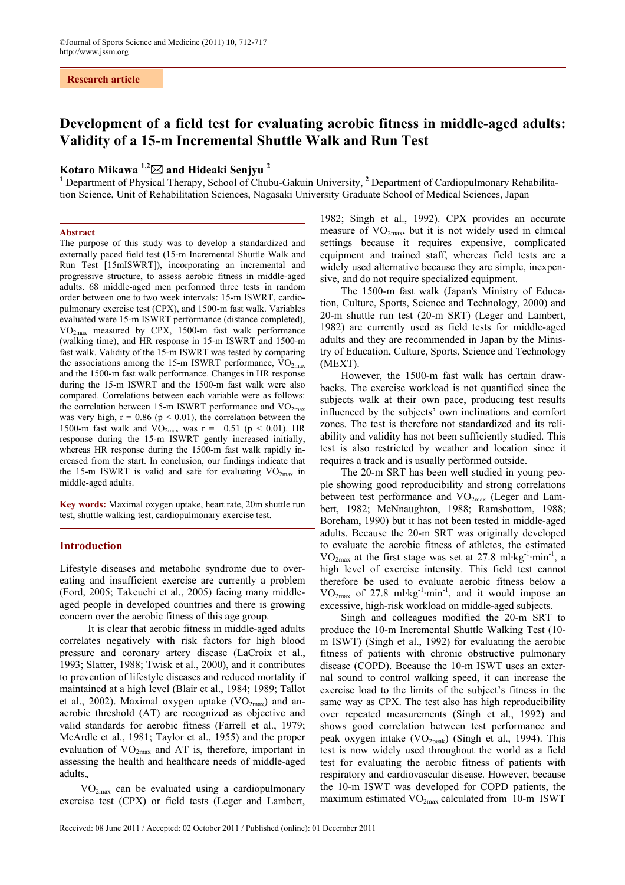Research article

# Development of a field test for evaluating aerobic fitness in middle-aged adults: Validity of a 15-m Incremental Shuttle Walk and Run Test

**Kotaro Mikawa [1,2] and Hideaki Senjyu [2]**

[1] Department of Physical Therapy, School of Chubu-Gakuin University, [2] Department of Cardiopulmonary Rehabilitation Science, Unit of Rehabilitation Sciences, Nagasaki University Graduate School of Medical Sciences, Japan

## Abstract

The purpose of this study was to develop a standardized and externally paced field test (15-m Incremental Shuttle Walk and Run Test [15mISWRT]), incorporating an incremental and progressive structure, to assess aerobic fitness in middle-aged adults. 68 middle-aged men performed three tests in random order between one to two week intervals: 15-m ISWRT, cardiopulmonary exercise test (CPX), and 1500-m fast walk. Variables evaluated were 15-m ISWRT performance (distance completed), $VO_{2max}$ measured by CPX, 1500-m fast walk performance (walking time), and HR response in 15-m ISWRT and 1500-m fast walk. Validity of the 15-m ISWRT was tested by comparing the associations among the 15-m ISWRT performance, $VO_{2max}$ and the 1500-m fast walk performance. Changes in HR response during the 15-m ISWRT and the 1500-m fast walk were also compared. Correlations between each variable were as follows: the correlation between 15-m ISWRT performance and $VO_{2max}$ was very high, $r = 0.86$ ($p < 0.01$), the correlation between the 1500-m fast walk and $VO_{2max}$ was $r = -0.51$ ($p < 0.01$). HR response during the 15-m ISWRT gently increased initially, whereas HR response during the 1500-m fast walk rapidly increased from the start. In conclusion, our findings indicate that the 15-m ISWRT is valid and safe for evaluating $VO_{2max}$ in middle-aged adults.

**Key words:** Maximal oxygen uptake, heart rate, 20m shuttle run test, shuttle walking test, cardiopulmonary exercise test.

## Introduction

Lifestyle diseases and metabolic syndrome due to overeating and insufficient exercise are currently a problem (Ford, 2005; Takeuchi et al., 2005) facing many middle-aged people in developed countries and there is growing concern over the aerobic fitness of this age group.

It is clear that aerobic fitness in middle-aged adults correlates negatively with risk factors for high blood pressure and coronary artery disease (LaCroix et al., 1993; Slatter, 1988; Twisk et al., 2000), and it contributes to prevention of lifestyle diseases and reduced mortality if maintained at a high level (Blair et al., 1984; 1989; Tallot et al., 2002). Maximal oxygen uptake ($VO_{2max}$) and anaerobic threshold (AT) are recognized as objective and valid standards for aerobic fitness (Farrell et al., 1979; McArdle et al., 1981; Taylor et al., 1955) and the proper evaluation of $VO_{2max}$ and AT is, therefore, important in assessing the health and healthcare needs of middle-aged adults..

$VO_{2max}$ can be evaluated using a cardiopulmonary exercise test (CPX) or field tests (Leger and Lambert, 1982; Singh et al., 1992). CPX provides an accurate measure of $VO_{2max}$, but it is not widely used in clinical settings because it requires expensive, complicated equipment and trained staff, whereas field tests are a widely used alternative because they are simple, inexpensive, and do not require specialized equipment.

The 1500-m fast walk (Japan's Ministry of Education, Culture, Sports, Science and Technology, 2000) and 20-m shuttle run test (20-m SRT) (Leger and Lambert, 1982) are currently used as field tests for middle-aged adults and they are recommended in Japan by the Ministry of Education, Culture, Sports, Science and Technology (MEXT).

However, the 1500-m fast walk has certain drawbacks. The exercise workload is not quantified since the subjects walk at their own pace, producing test results influenced by the subjects' own inclinations and comfort zones. The test is therefore not standardized and its reliability and validity has not been sufficiently studied. This test is also restricted by weather and location since it requires a track and is usually performed outside.

The 20-m SRT has been well studied in young people showing good reproducibility and strong correlations between test performance and $VO_{2max}$ (Leger and Lambert, 1982; McNnaughton, 1988; Ramsbottom, 1988; Boreham, 1990) but it has not been tested in middle-aged adults. Because the 20-m SRT was originally developed to evaluate the aerobic fitness of athletes, the estimated $VO_{2max}$ at the first stage was set at 27.8 $ml \cdot kg^{-1} \cdot min^{-1}$, a high level of exercise intensity. This field test cannot therefore be used to evaluate aerobic fitness below a $VO_{2max}$ of 27.8 $ml \cdot kg^{-1} \cdot min^{-1}$, and it would impose an excessive, high-risk workload on middle-aged subjects.

Singh and colleagues modified the 20-m SRT to produce the 10-m Incremental Shuttle Walking Test (10-m ISWT) (Singh et al., 1992) for evaluating the aerobic fitness of patients with chronic obstructive pulmonary disease (COPD). Because the 10-m ISWT uses an external sound to control walking speed, it can increase the exercise load to the limits of the subject's fitness in the same way as CPX. The test also has high reproducibility over repeated measurements (Singh et al., 1992) and shows good correlation between test performance and peak oxygen intake ($VO_{2peak}$) (Singh et al., 1994). This test is now widely used throughout the world as a field test for evaluating the aerobic fitness of patients with respiratory and cardiovascular disease. However, because the 10-m ISWT was developed for COPD patients, the maximum estimated $VO_{2max}$ calculated from 10-m ISWT

Received: 08 June 2011 / Accepted: 02 October 2011 / Published (online): 01 December 2011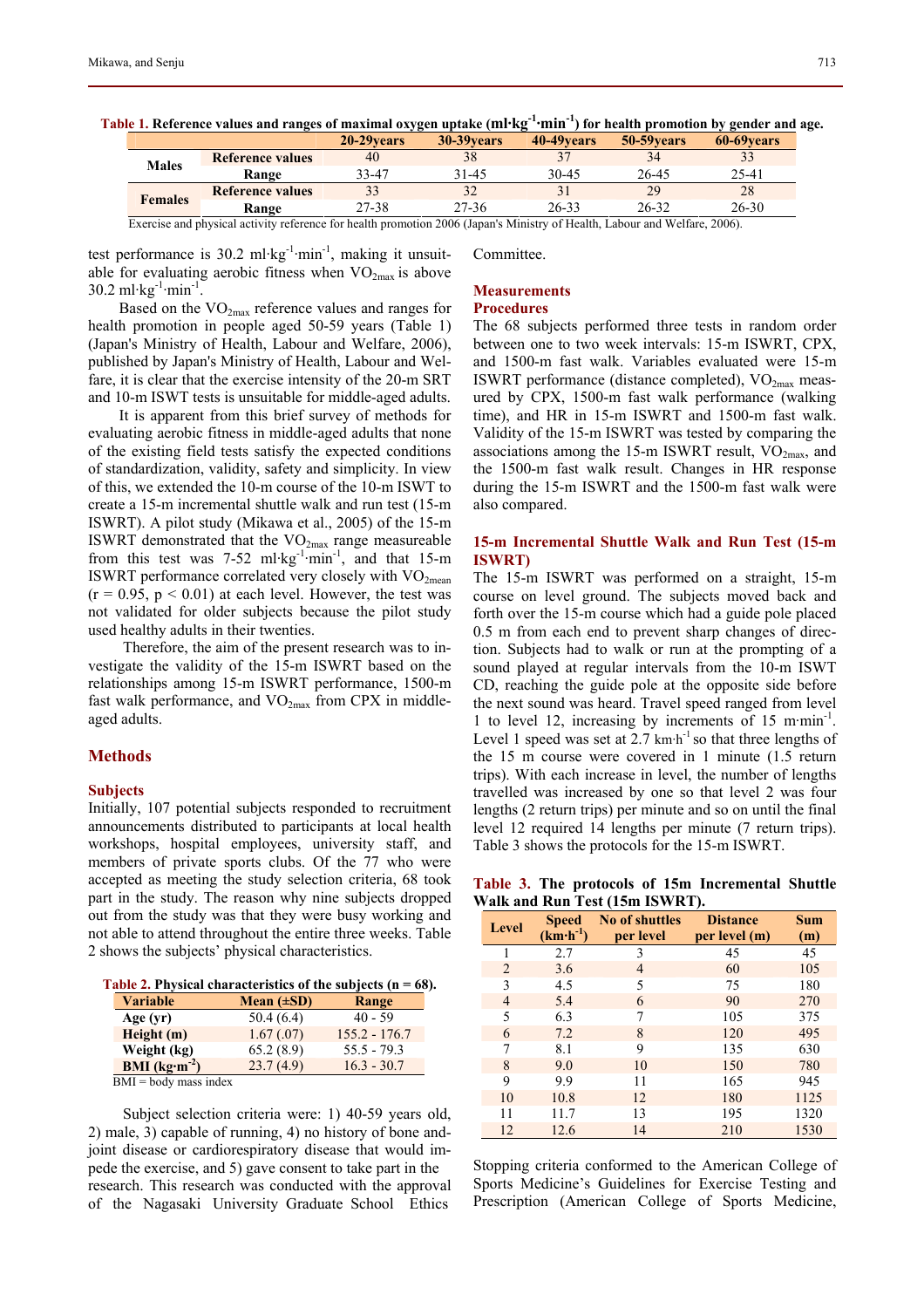**Table 1. Reference values and ranges of maximal oxygen uptake ($ml \cdot kg^{-1} \cdot min^{-1}$) for health promotion by gender and age.**

| | | 20-29years | 30-39years | 40-49years | 50-59years | 60-69years |
|---|---|---|---|---|---|---|
| Males | Reference values | 40 | 38 | 37 | 34 | 33 |
| | Range | 33-47 | 31-45 | 30-45 | 26-45 | 25-41 |
| Females | Reference values | 33 | 32 | 31 | 29 | 28 |
| | Range | 27-38 | 27-36 | 26-33 | 26-32 | 26-30 |

Exercise and physical activity reference for health promotion 2006 (Japan's Ministry of Health, Labour and Welfare, 2006).

test performance is 30.2 $ml \cdot kg^{-1} \cdot min^{-1}$, making it unsuitable for evaluating aerobic fitness when $VO_{2max}$ is above 30.2 $ml \cdot kg^{-1} \cdot min^{-1}$.

Based on the $VO_{2max}$ reference values and ranges for health promotion in people aged 50-59 years (Table 1) (Japan's Ministry of Health, Labour and Welfare, 2006), published by Japan's Ministry of Health, Labour and Welfare, it is clear that the exercise intensity of the 20-m SRT and 10-m ISWT tests is unsuitable for middle-aged adults.

It is apparent from this brief survey of methods for evaluating aerobic fitness in middle-aged adults that none of the existing field tests satisfy the expected conditions of standardization, validity, safety and simplicity. In view of this, we extended the 10-m course of the 10-m ISWT to create a 15-m incremental shuttle walk and run test (15-m ISWRT). A pilot study (Mikawa et al., 2005) of the 15-m ISWRT demonstrated that the $VO_{2max}$ range measureable from this test was 7-52 $ml \cdot kg^{-1} \cdot min^{-1}$, and that 15-m ISWRT performance correlated very closely with $VO_{2mean}$ ($r = 0.95$, $p < 0.01$) at each level. However, the test was not validated for older subjects because the pilot study used healthy adults in their twenties.

Therefore, the aim of the present research was to investigate the validity of the 15-m ISWRT based on the relationships among 15-m ISWRT performance, 1500-m fast walk performance, and $VO_{2max}$ from CPX in middle-aged adults.

## Methods

### Subjects

Initially, 107 potential subjects responded to recruitment announcements distributed to participants at local health workshops, hospital employees, university staff, and members of private sports clubs. Of the 77 who were accepted as meeting the study selection criteria, 68 took part in the study. The reason why nine subjects dropped out from the study was that they were busy working and not able to attend throughout the entire three weeks. Table 2 shows the subjects' physical characteristics.

**Table 2. Physical characteristics of the subjects (n = 68).**

| Variable | Mean (±SD) | Range |
|---|---|---|
| Age (yr) | 50.4 (6.4) | 40 - 59 |
| Height (m) | 1.67 (.07) | 155.2 - 176.7 |
| Weight (kg) | 65.2 (8.9) | 55.5 - 79.3 |
| BMI ($kg \cdot m^{-2}$) | 23.7 (4.9) | 16.3 - 30.7 |

BMI = body mass index

Subject selection criteria were: 1) 40-59 years old, 2) male, 3) capable of running, 4) no history of bone and-joint disease or cardiorespiratory disease that would impede the exercise, and 5) gave consent to take part in the research. This research was conducted with the approval of the Nagasaki University Graduate School Ethics Committee.

### Measurements

### Procedures

The 68 subjects performed three tests in random order between one to two week intervals: 15-m ISWRT, CPX, and 1500-m fast walk. Variables evaluated were 15-m ISWRT performance (distance completed), $VO_{2max}$ measured by CPX, 1500-m fast walk performance (walking time), and HR in 15-m ISWRT and 1500-m fast walk. Validity of the 15-m ISWRT was tested by comparing the associations among the 15-m ISWRT result, $VO_{2max}$, and the 1500-m fast walk result. Changes in HR response during the 15-m ISWRT and the 1500-m fast walk were also compared.

### 15-m Incremental Shuttle Walk and Run Test (15-m ISWRT)

The 15-m ISWRT was performed on a straight, 15-m course on level ground. The subjects moved back and forth over the 15-m course which had a guide pole placed 0.5 m from each end to prevent sharp changes of direction. Subjects had to walk or run at the prompting of a sound played at regular intervals from the 10-m ISWT CD, reaching the guide pole at the opposite side before the next sound was heard. Travel speed ranged from level 1 to level 12, increasing by increments of 15 $m \cdot min^{-1}$. Level 1 speed was set at 2.7 $km \cdot h^{-1}$ so that three lengths of the 15 m course were covered in 1 minute (1.5 return trips). With each increase in level, the number of lengths travelled was increased by one so that level 2 was four lengths (2 return trips) per minute and so on until the final level 12 required 14 lengths per minute (7 return trips). Table 3 shows the protocols for the 15-m ISWRT.

**Table 3. The protocols of 15m Incremental Shuttle Walk and Run Test (15m ISWRT).**

| Level | Speed ($km \cdot h^{-1}$) | No of shuttles per level | Distance per level (m) | Sum (m) |
|---|---|---|---|---|
| 1 | 2.7 | 3 | 45 | 45 |
| 2 | 3.6 | 4 | 60 | 105 |
| 3 | 4.5 | 5 | 75 | 180 |
| 4 | 5.4 | 6 | 90 | 270 |
| 5 | 6.3 | 7 | 105 | 375 |
| 6 | 7.2 | 8 | 120 | 495 |
| 7 | 8.1 | 9 | 135 | 630 |
| 8 | 9.0 | 10 | 150 | 780 |
| 9 | 9.9 | 11 | 165 | 945 |
| 10 | 10.8 | 12 | 180 | 1125 |
| 11 | 11.7 | 13 | 195 | 1320 |
| 12 | 12.6 | 14 | 210 | 1530 |

Stopping criteria conformed to the American College of Sports Medicine's Guidelines for Exercise Testing and Prescription (American College of Sports Medicine,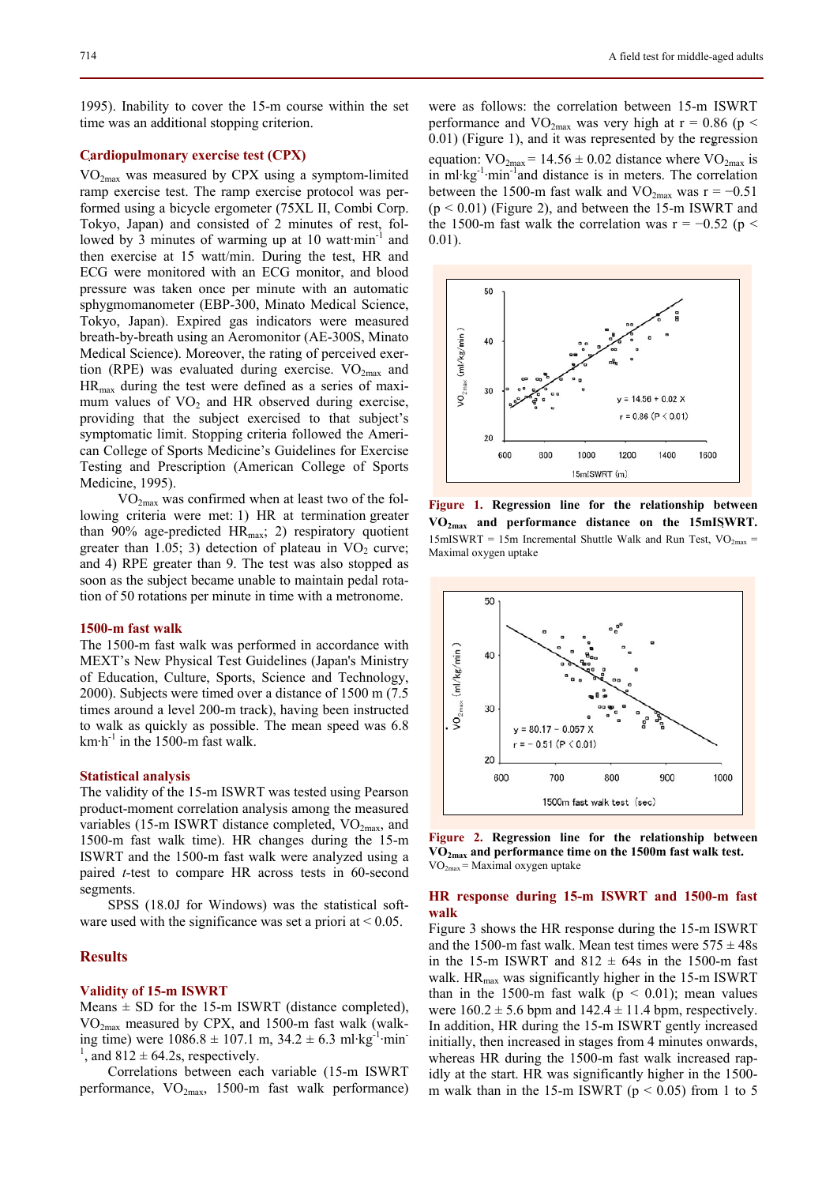1995). Inability to cover the 15-m course within the set time was an additional stopping criterion.

### Cardiopulmonary exercise test (CPX)

$VO_{2max}$ was measured by CPX using a symptom-limited ramp exercise test. The ramp exercise protocol was performed using a bicycle ergometer (75XL II, Combi Corp. Tokyo, Japan) and consisted of 2 minutes of rest, followed by 3 minutes of warming up at 10 watt·min$^{-1}$ and then exercise at 15 watt/min. During the test, HR and ECG were monitored with an ECG monitor, and blood pressure was taken once per minute with an automatic sphygmomanometer (EBP-300, Minato Medical Science, Tokyo, Japan). Expired gas indicators were measured breath-by-breath using an Aeromonitor (AE-300S, Minato Medical Science). Moreover, the rating of perceived exertion (RPE) was evaluated during exercise. $VO_{2max}$ and $HR_{max}$ during the test were defined as a series of maximum values of $VO_2$ and HR observed during exercise, providing that the subject exercised to that subject's symptomatic limit. Stopping criteria followed the American College of Sports Medicine's Guidelines for Exercise Testing and Prescription (American College of Sports Medicine, 1995).

$VO_{2max}$ was confirmed when at least two of the following criteria were met: 1) HR at termination greater than 90% age-predicted $HR_{max}$; 2) respiratory quotient greater than 1.05; 3) detection of plateau in $VO_2$ curve; and 4) RPE greater than 9. The test was also stopped as soon as the subject became unable to maintain pedal rotation of 50 rotations per minute in time with a metronome.

### 1500-m fast walk

The 1500-m fast walk was performed in accordance with MEXT's New Physical Test Guidelines (Japan's Ministry of Education, Culture, Sports, Science and Technology, 2000). Subjects were timed over a distance of 1500 m (7.5 times around a level 200-m track), having been instructed to walk as quickly as possible. The mean speed was 6.8 km·h$^{-1}$ in the 1500-m fast walk.

### Statistical analysis

The validity of the 15-m ISWRT was tested using Pearson product-moment correlation analysis among the measured variables (15-m ISWRT distance completed, $VO_{2max}$, and 1500-m fast walk time). HR changes during the 15-m ISWRT and the 1500-m fast walk were analyzed using a paired *t*-test to compare HR across tests in 60-second segments.

SPSS (18.0J for Windows) was the statistical software used with the significance was set a priori at < 0.05.

## Results

### Validity of 15-m ISWRT

Means ± SD for the 15-m ISWRT (distance completed), $VO_{2max}$ measured by CPX, and 1500-m fast walk (walking time) were 1086.8 ± 107.1 m, 34.2 ± 6.3 ml·kg$^{-1}$·min$^{-1}$, and 812 ± 64.2s, respectively.

Correlations between each variable (15-m ISWRT performance, $VO_{2max}$, 1500-m fast walk performance) were as follows: the correlation between 15-m ISWRT performance and $VO_{2max}$ was very high at r = 0.86 ($p < 0.01$) (Figure 1), and it was represented by the regression equation: $VO_{2max}$ = 14.56 ± 0.02 distance where $VO_{2max}$ is in ml·kg$^{-1}$·min$^{-1}$and distance is in meters. The correlation between the 1500-m fast walk and $VO_{2max}$ was r = −0.51 ($p < 0.01$) (Figure 2), and between the 15-m ISWRT and the 1500-m fast walk the correlation was r = −0.52 ($p < 0.01$).

**Figure 1. Regression line for the relationship between $VO_{2max}$ and performance distance on the 15mISWRT.** 15mISWRT = 15m Incremental Shuttle Walk and Run Test, $VO_{2max}$ = Maximal oxygen uptake

**Figure 2. Regression line for the relationship between $VO_{2max}$ and performance time on the 1500m fast walk test.** $VO_{2max}$ = Maximal oxygen uptake

### HR response during 15-m ISWRT and 1500-m fast walk

Figure 3 shows the HR response during the 15-m ISWRT and the 1500-m fast walk. Mean test times were 575 ± 48s in the 15-m ISWRT and 812 ± 64s in the 1500-m fast walk. $HR_{max}$ was significantly higher in the 15-m ISWRT than in the 1500-m fast walk ($p < 0.01$); mean values were 160.2 ± 5.6 bpm and 142.4 ± 11.4 bpm, respectively. In addition, HR during the 15-m ISWRT gently increased initially, then increased in stages from 4 minutes onwards, whereas HR during the 1500-m fast walk increased rapidly at the start. HR was significantly higher in the 1500-m walk than in the 15-m ISWRT ($p < 0.05$) from 1 to 5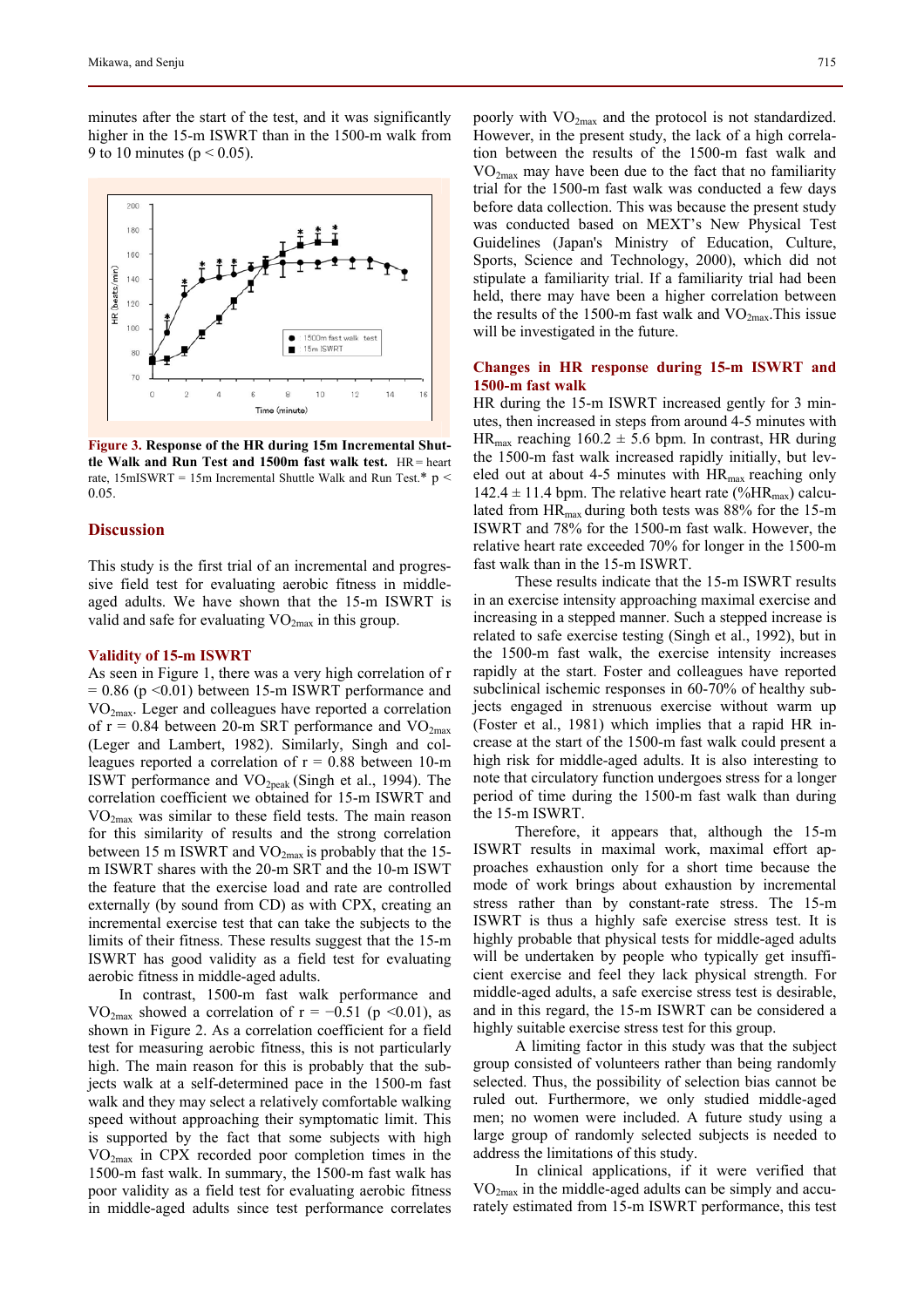minutes after the start of the test, and it was significantly higher in the 15-m ISWRT than in the 1500-m walk from 9 to 10 minutes ($p < 0.05$).

**Figure 3.** **Response of the HR during 15m Incremental Shuttle Walk and Run Test and 1500m fast walk test.** HR = heart rate, 15mISWRT = 15m Incremental Shuttle Walk and Run Test.* $p < 0.05$.

## Discussion

This study is the first trial of an incremental and progressive field test for evaluating aerobic fitness in middle-aged adults. We have shown that the 15-m ISWRT is valid and safe for evaluating $VO_{2max}$ in this group.

### Validity of 15-m ISWRT

As seen in Figure 1, there was a very high correlation of $r = 0.86$ ($p < 0.01$) between 15-m ISWRT performance and $VO_{2max}$. Leger and colleagues have reported a correlation of $r = 0.84$ between 20-m SRT performance and $VO_{2max}$ (Leger and Lambert, 1982). Similarly, Singh and colleagues reported a correlation of $r = 0.88$ between 10-m ISWT performance and $VO_{2peak}$ (Singh et al., 1994). The correlation coefficient we obtained for 15-m ISWRT and $VO_{2max}$ was similar to these field tests. The main reason for this similarity of results and the strong correlation between 15 m ISWRT and $VO_{2max}$ is probably that the 15-m ISWRT shares with the 20-m SRT and the 10-m ISWT the feature that the exercise load and rate are controlled externally (by sound from CD) as with CPX, creating an incremental exercise test that can take the subjects to the limits of their fitness. These results suggest that the 15-m ISWRT has good validity as a field test for evaluating aerobic fitness in middle-aged adults.

In contrast, 1500-m fast walk performance and $VO_{2max}$ showed a correlation of $r = -0.51$ ($p < 0.01$), as shown in Figure 2. As a correlation coefficient for a field test for measuring aerobic fitness, this is not particularly high. The main reason for this is probably that the subjects walk at a self-determined pace in the 1500-m fast walk and they may select a relatively comfortable walking speed without approaching their symptomatic limit. This is supported by the fact that some subjects with high $VO_{2max}$ in CPX recorded poor completion times in the 1500-m fast walk. In summary, the 1500-m fast walk has poor validity as a field test for evaluating aerobic fitness in middle-aged adults since test performance correlates poorly with $VO_{2max}$ and the protocol is not standardized. However, in the present study, the lack of a high correlation between the results of the 1500-m fast walk and $VO_{2max}$ may have been due to the fact that no familiarity trial for the 1500-m fast walk was conducted a few days before data collection. This was because the present study was conducted based on MEXT's New Physical Test Guidelines (Japan's Ministry of Education, Culture, Sports, Science and Technology, 2000), which did not stipulate a familiarity trial. If a familiarity trial had been held, there may have been a higher correlation between the results of the 1500-m fast walk and $VO_{2max}$. This issue will be investigated in the future.

### Changes in HR response during 15-m ISWRT and 1500-m fast walk

HR during the 15-m ISWRT increased gently for 3 minutes, then increased in steps from around 4-5 minutes with $HR_{max}$ reaching 160.2 ± 5.6 bpm. In contrast, HR during the 1500-m fast walk increased rapidly initially, but leveled out at about 4-5 minutes with $HR_{max}$ reaching only 142.4 ± 11.4 bpm. The relative heart rate (%$HR_{max}$) calculated from $HR_{max}$ during both tests was 88% for the 15-m ISWRT and 78% for the 1500-m fast walk. However, the relative heart rate exceeded 70% for longer in the 1500-m fast walk than in the 15-m ISWRT.

These results indicate that the 15-m ISWRT results in an exercise intensity approaching maximal exercise and increasing in a stepped manner. Such a stepped increase is related to safe exercise testing (Singh et al., 1992), but in the 1500-m fast walk, the exercise intensity increases rapidly at the start. Foster and colleagues have reported subclinical ischemic responses in 60-70% of healthy subjects engaged in strenuous exercise without warm up (Foster et al., 1981) which implies that a rapid HR increase at the start of the 1500-m fast walk could present a high risk for middle-aged adults. It is also interesting to note that circulatory function undergoes stress for a longer period of time during the 1500-m fast walk than during the 15-m ISWRT.

Therefore, it appears that, although the 15-m ISWRT results in maximal work, maximal effort approaches exhaustion only for a short time because the mode of work brings about exhaustion by incremental stress rather than by constant-rate stress. The 15-m ISWRT is thus a highly safe exercise stress test. It is highly probable that physical tests for middle-aged adults will be undertaken by people who typically get insufficient exercise and feel they lack physical strength. For middle-aged adults, a safe exercise stress test is desirable, and in this regard, the 15-m ISWRT can be considered a highly suitable exercise stress test for this group.

A limiting factor in this study was that the subject group consisted of volunteers rather than being randomly selected. Thus, the possibility of selection bias cannot be ruled out. Furthermore, we only studied middle-aged men; no women were included. A future study using a large group of randomly selected subjects is needed to address the limitations of this study.

In clinical applications, if it were verified that $VO_{2max}$ in the middle-aged adults can be simply and accurately estimated from 15-m ISWRT performance, this test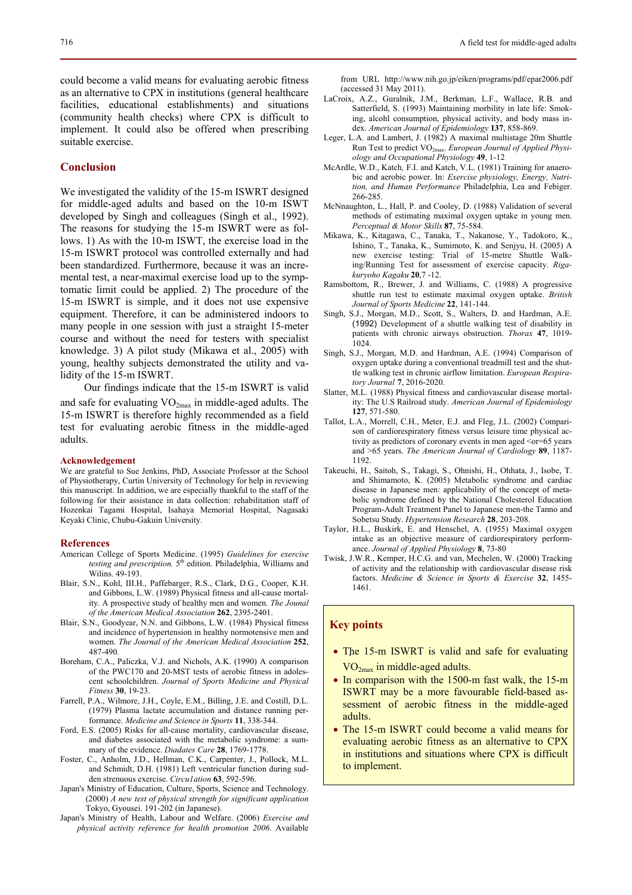could become a valid means for evaluating aerobic fitness as an alternative to CPX in institutions (general healthcare facilities, educational establishments) and situations (community health checks) where CPX is difficult to implement. It could also be offered when prescribing suitable exercise.

## Conclusion

We investigated the validity of the 15-m ISWRT designed for middle-aged adults and based on the 10-m ISWT developed by Singh and colleagues (Singh et al., 1992). The reasons for studying the 15-m ISWRT were as follows. 1) As with the 10-m ISWT, the exercise load in the 15-m ISWRT protocol was controlled externally and had been standardized. Furthermore, because it was an incremental test, a near-maximal exercise load up to the symptomatic limit could be applied. 2) The procedure of the 15-m ISWRT is simple, and it does not use expensive equipment. Therefore, it can be administered indoors to many people in one session with just a straight 15-meter course and without the need for testers with specialist knowledge. 3) A pilot study (Mikawa et al., 2005) with young, healthy subjects demonstrated the utility and validity of the 15-m ISWRT.

Our findings indicate that the 15-m ISWRT is valid and safe for evaluating $VO_{2max}$ in middle-aged adults. The 15-m ISWRT is therefore highly recommended as a field test for evaluating aerobic fitness in the middle-aged adults.

### Acknowledgement

We are grateful to Sue Jenkins, PhD, Associate Professor at the School of Physiotherapy, Curtin University of Technology for help in reviewing this manuscript. In addition, we are especially thankful to the staff of the following for their assistance in data collection: rehabilitation staff of Hozenkai Tagami Hospital, Isahaya Memorial Hospital, Nagasaki Keyaki Clinic, Chubu-Gakuin University.

## References

American College of Sports Medicine. (1995) *Guidelines for exercise testing and prescription.* 5th edition. Philadelphia, Williams and Wilins. 49-193.

Blair, S.N., Kohl, III.H., Paffebarger, R.S., Clark, D.G., Cooper, K.H. and Gibbons, L.W. (1989) Physical fitness and all-cause mortality. A prospective study of healthy men and women. *The Jounal of the American Medical Association* **262**, 2395-2401.

Blair, S.N., Goodyear, N.N. and Gibbons, L.W. (1984) Physical fitness and incidence of hypertension in healthy normotensive men and women. *The Journal of the American Medical Association* **252**, 487-490.

Boreham, C.A., Paliczka, V.J. and Nichols, A.K. (1990) A comparison of the PWC170 and 20-MST tests of aerobic fitness in adolescent schoolchildren. *Journal of Sports Medicine and Physical Fitness* **30**, 19-23.

Farrell, P.A., Wilmore, J.H., Coyle, E.M., Billing, J.E. and Costill, D.L. (1979) Plasma lactate accumulation and distance running performance. *Medicine and Science in Sports* **11**, 338-344.

Ford, E.S. (2005) Risks for all-cause mortality, cardiovascular disease, and diabetes associated with the metabolic syndrome: a summary of the evidence. *Diadates Care* **28**, 1769-1778.

Foster, C., Anholm, J.D., Hellman, C.K., Carpenter, J., Pollock, M.L. and Schmidt, D.H. (1981) Left ventricular function during sudden strenuous exercise. *Circu1ation* **63**, 592-596.

Japan's Ministry of Education, Culture, Sports, Science and Technology. (2000) *A new test of physical strength for significant application* Tokyo, Gyousei. 191-202 (in Japanese).

Japan's Ministry of Health, Labour and Welfare. (2006) *Exercise and physical activity reference for health promotion 2006*. Available from URL http://www.nih.go.jp/eiken/programs/pdf/epar2006.pdf (accessed 31 May 2011).

LaCroix, A.Z., Guralnik, J.M., Berkman, L.F., Wallace, R.B. and Satterfield, S. (1993) Maintaining morbility in late life: Smoking, alcoh consumption, physical activity, and body mass index. *American Journal of Epidemiology* **137**, 858-869.

Leger, L.A. and Lambert, J. (1982) A maximal multistage 20m Shuttle Run Test to predict $VO_{2max}$. *European Journal of Applied Physiology and Occupational Physiology* **49**, 1-12

McArdle, W.D., Katch, F.I. and Katch, V.L. (1981) Training for anaerobic and aerobic power. In: *Exercise physiology, Energy, Nutrition, and Human Performance* Philadelphia, Lea and Febiger. 266-285.

McNnaughton, L., Hall, P. and Cooley, D. (1988) Validation of several methods of estimating maximal oxygen uptake in young men. *Perceptual & Motor Skills* **87**, 75-584.

Mikawa, K., Kitagawa, C., Tanaka, T., Nakanose, Y., Tadokoro, K., Ishino, T., Tanaka, K., Sumimoto, K. and Senjyu, H. (2005) A new exercise testing: Trial of 15-metre Shuttle Walking/Running Test for assessment of exercise capacity. *Rigakuryoho Kagaku* **20**,7 -12.

Ramsbottom, R., Brewer, J. and Williams, C. (1988) A progressive shuttle run test to estimate maximal oxygen uptake. *British Journal of Sports Medicine* **22**, 141-144.

Singh, S.J., Morgan, M.D., Scott, S., Walters, D. and Hardman, A.E. (1992) Development of a shuttle walking test of disability in patients with chronic airways obstruction. *Thorax* **47**, 1019-1024.

Singh, S.J., Morgan, M.D. and Hardman, A.E. (1994) Comparison of oxygen uptake during a conventional treadmill test and the shuttle walking test in chronic airflow limitation. *European Respiratory Journal* **7**, 2016-2020.

Slatter, M.L. (1988) Physical fitness and cardiovascular disease mortality: The U.S Railroad study. *American Journal of Epidemiology* **127**, 571-580.

Tallot, L.A., Morrell, C.H., Meter, E.J. and Fleg, J.L. (2002) Comparison of cardiorespiratory fitness versus leisure time physical activity as predictors of coronary events in men aged <or=65 years and >65 years. *The American Journal of Cardiology* **89**, 1187-1192.

Takeuchi, H., Saitoh, S., Takagi, S., Ohnishi, H., Ohhata, J., Isobe, T. and Shimamoto, K. (2005) Metabolic syndrome and cardiac disease in Japanese men: applicability of the concept of metabolic syndrome defined by the National Cholesterol Education Program-Adult Treatment Panel to Japanese men-the Tanno and Sobetsu Study. *Hypertension Research* **28**, 203-208.

Taylor, H.L., Buskirk, E. and Henschel, A. (1955) Maximal oxygen intake as an objective measure of cardiorespiratory performance. *Journal of Applied Physiology* **8**, 73-80

Twisk, J.W.R., Kemper, H.C.G. and van, Mechelen, W. (2000) Tracking of activity and the relationship with cardiovascular disease risk factors. *Medicine & Science in Sports & Exercise* **32**, 1455-1461.

## Key points

- The 15-m ISWRT is valid and safe for evaluating $VO_{2max}$ in middle-aged adults.
- In comparison with the 1500-m fast walk, the 15-m ISWRT may be a more favourable field-based assessment of aerobic fitness in the middle-aged adults.
- The 15-m ISWRT could become a valid means for evaluating aerobic fitness as an alternative to CPX in institutions and situations where CPX is difficult to implement.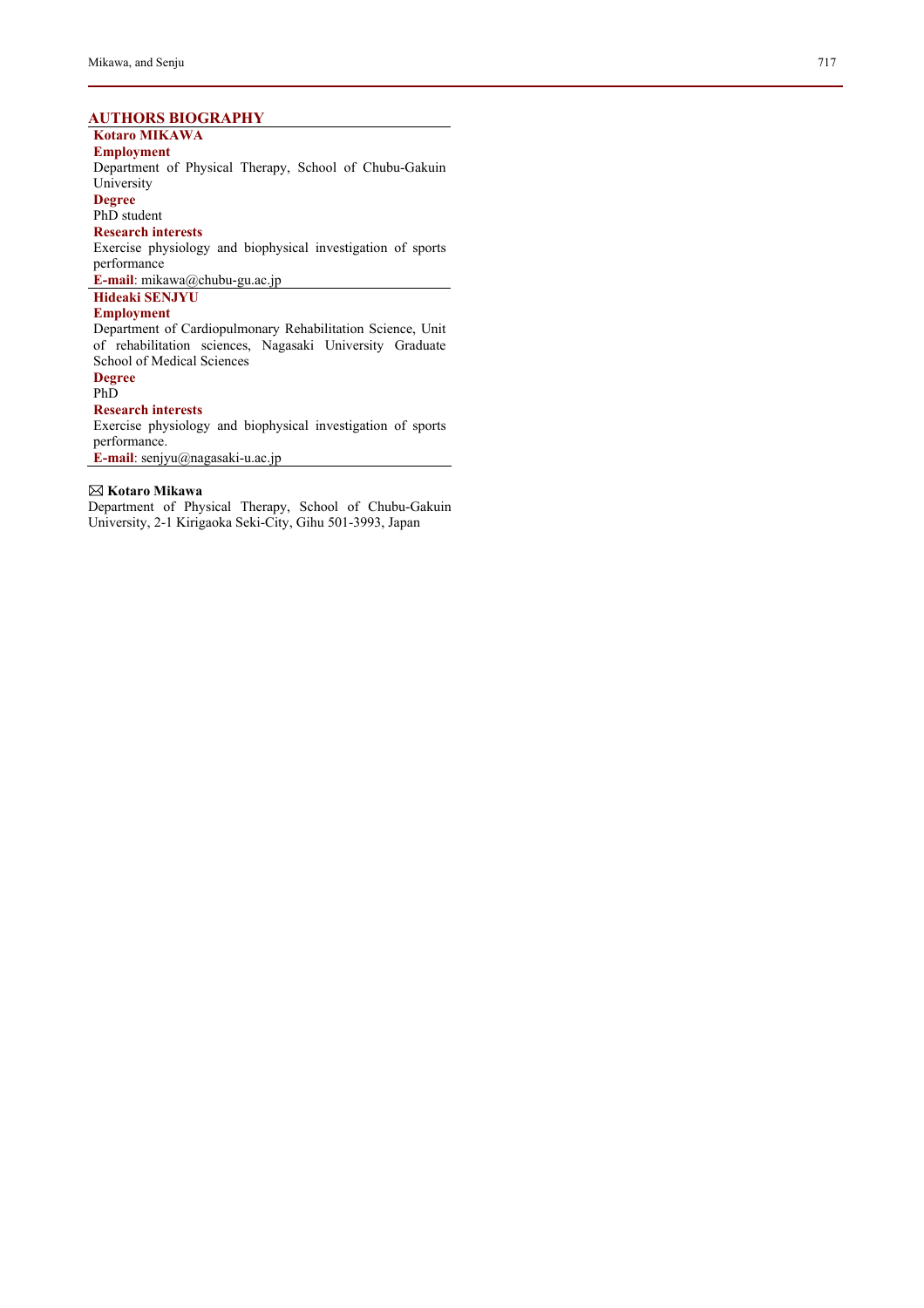## AUTHORS BIOGRAPHY

**Kotaro MIKAWA**

**Employment**

Department of Physical Therapy, School of Chubu-Gakuin University

**Degree**

PhD student

**Research interests**

Exercise physiology and biophysical investigation of sports performance

**E-mail**: mikawa@chubu-gu.ac.jp

**Hideaki SENJYU**

**Employment**

Department of Cardiopulmonary Rehabilitation Science, Unit of rehabilitation sciences, Nagasaki University Graduate School of Medical Sciences

**Degree**

PhD

**Research interests**

Exercise physiology and biophysical investigation of sports performance.

**E-mail**: senjyu@nagasaki-u.ac.jp

✉ **Kotaro Mikawa**

Department of Physical Therapy, School of Chubu-Gakuin University, 2-1 Kirigaoka Seki-City, Gihu 501-3993, Japan